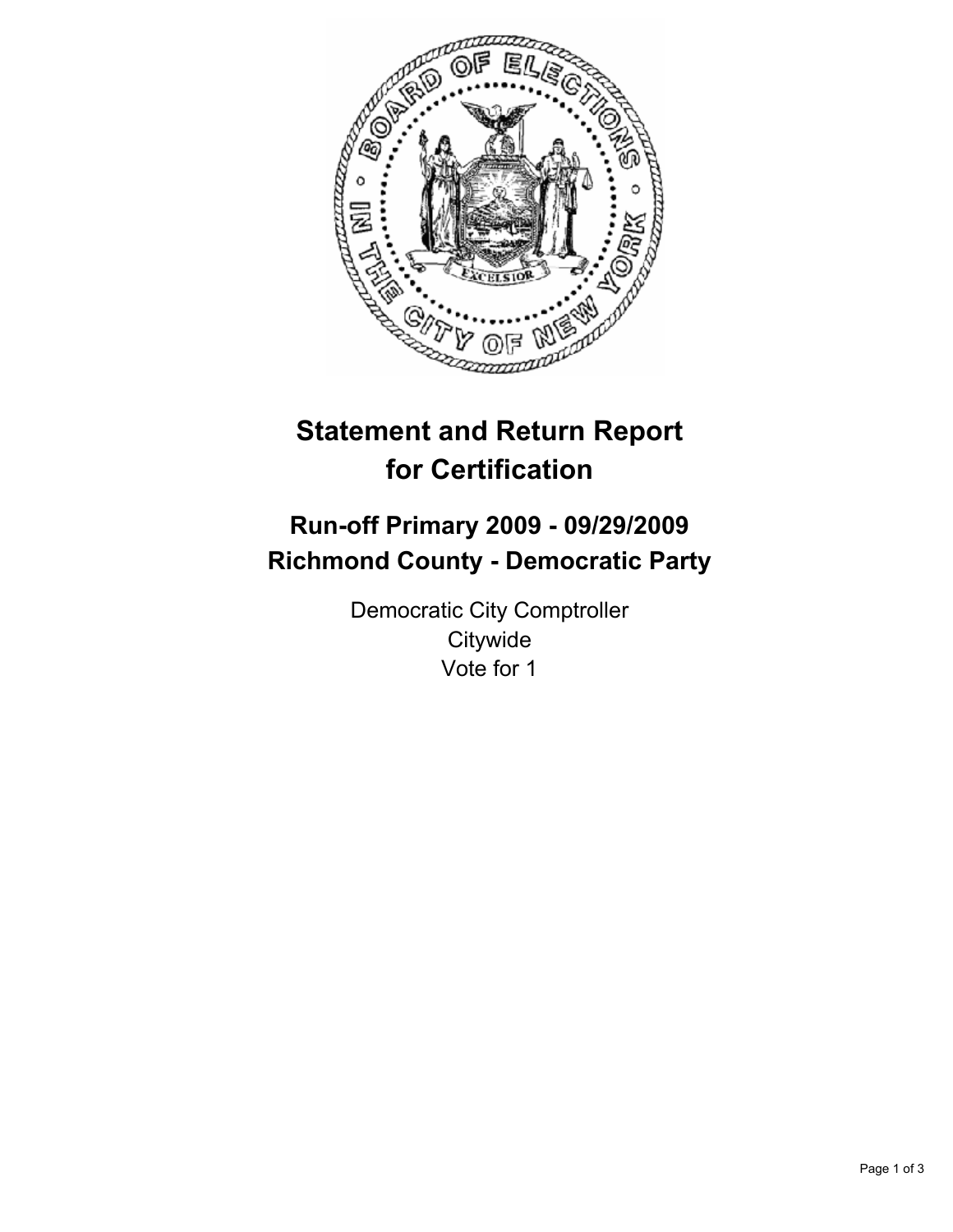# Statement and Return Report for Certification

## Run-off Primary 2009 - 09/29/2009
## Richmond County - Democratic Party

Democratic City Comptroller
Citywide
Vote for 1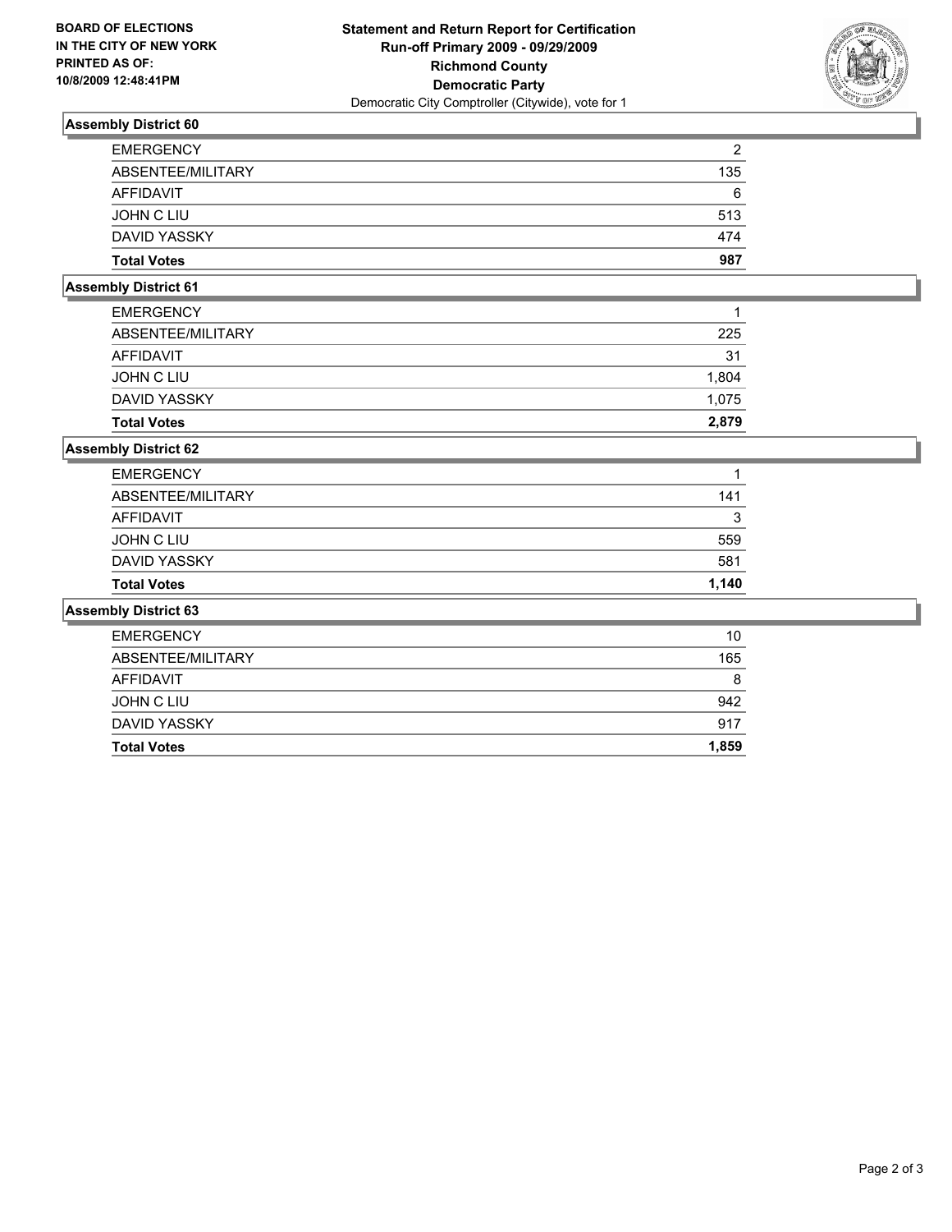**BOARD OF ELECTIONS IN THE CITY OF NEW YORK PRINTED AS OF: 10/8/2009 12:48:41PM**

**Statement and Return Report for Certification**
**Run-off Primary 2009 - 09/29/2009**
**Richmond County**
**Democratic Party**
Democratic City Comptroller (Citywide), vote for 1

### Assembly District 60

| | |
|---|---|
| EMERGENCY | 2 |
| ABSENTEE/MILITARY | 135 |
| AFFIDAVIT | 6 |
| JOHN C LIU | 513 |
| DAVID YASSKY | 474 |
| **Total Votes** | **987** |

### Assembly District 61

| | |
|---|---|
| EMERGENCY | 1 |
| ABSENTEE/MILITARY | 225 |
| AFFIDAVIT | 31 |
| JOHN C LIU | 1,804 |
| DAVID YASSKY | 1,075 |
| **Total Votes** | **2,879** |

### Assembly District 62

| | |
|---|---|
| EMERGENCY | 1 |
| ABSENTEE/MILITARY | 141 |
| AFFIDAVIT | 3 |
| JOHN C LIU | 559 |
| DAVID YASSKY | 581 |
| **Total Votes** | **1,140** |

### Assembly District 63

| | |
|---|---|
| EMERGENCY | 10 |
| ABSENTEE/MILITARY | 165 |
| AFFIDAVIT | 8 |
| JOHN C LIU | 942 |
| DAVID YASSKY | 917 |
| **Total Votes** | **1,859** |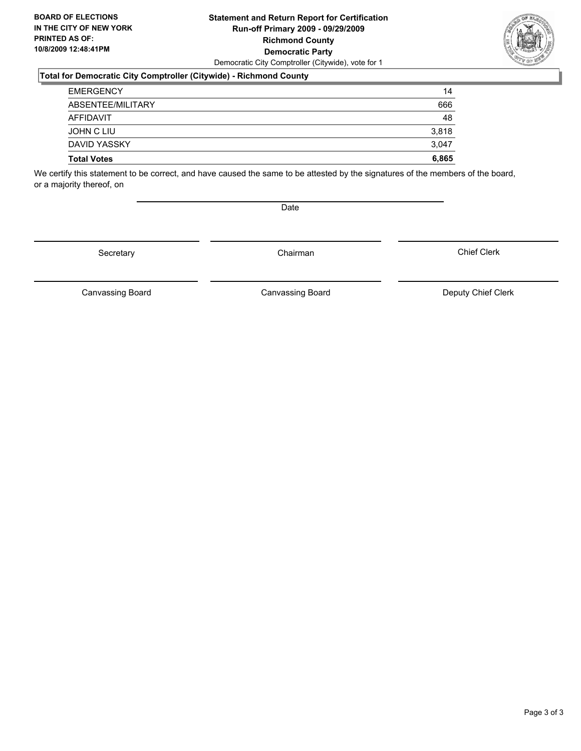**BOARD OF ELECTIONS IN THE CITY OF NEW YORK PRINTED AS OF: 10/8/2009 12:48:41PM**

**Statement and Return Report for Certification**
**Run-off Primary 2009 - 09/29/2009**
**Richmond County**
**Democratic Party**
Democratic City Comptroller (Citywide), vote for 1

**Total for Democratic City Comptroller (Citywide) - Richmond County**

| | |
|---|---|
| EMERGENCY | 14 |
| ABSENTEE/MILITARY | 666 |
| AFFIDAVIT | 48 |
| JOHN C LIU | 3,818 |
| DAVID YASSKY | 3,047 |
| **Total Votes** | **6,865** |

We certify this statement to be correct, and have caused the same to be attested by the signatures of the members of the board, or a majority thereof, on

Date

Secretary

Chairman

Chief Clerk

Canvassing Board

Canvassing Board

Deputy Chief Clerk